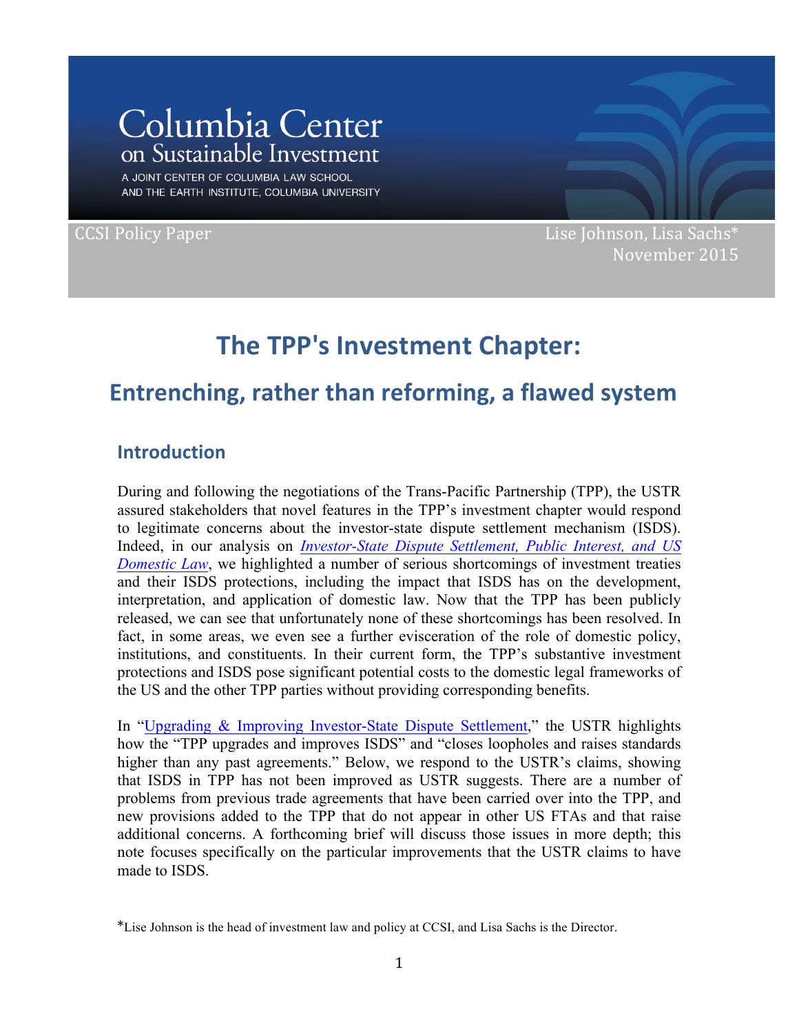Columbia Center on Sustainable Investment

A JOINT CENTER OF COLUMBIA LAW SCHOOL AND THE EARTH INSTITUTE, COLUMBIA UNIVERSITY

CCSI Policy Paper

Lise Johnson, Lisa Sachs*
November 2015

# The TPP's Investment Chapter:

## Entrenching, rather than reforming, a flawed system

### Introduction

During and following the negotiations of the Trans-Pacific Partnership (TPP), the USTR assured stakeholders that novel features in the TPP's investment chapter would respond to legitimate concerns about the investor-state dispute settlement mechanism (ISDS). Indeed, in our analysis on *Investor-State Dispute Settlement, Public Interest, and US Domestic Law*, we highlighted a number of serious shortcomings of investment treaties and their ISDS protections, including the impact that ISDS has on the development, interpretation, and application of domestic law. Now that the TPP has been publicly released, we can see that unfortunately none of these shortcomings has been resolved. In fact, in some areas, we even see a further evisceration of the role of domestic policy, institutions, and constituents. In their current form, the TPP's substantive investment protections and ISDS pose significant potential costs to the domestic legal frameworks of the US and the other TPP parties without providing corresponding benefits.

In "Upgrading & Improving Investor-State Dispute Settlement," the USTR highlights how the "TPP upgrades and improves ISDS" and "closes loopholes and raises standards higher than any past agreements." Below, we respond to the USTR's claims, showing that ISDS in TPP has not been improved as USTR suggests. There are a number of problems from previous trade agreements that have been carried over into the TPP, and new provisions added to the TPP that do not appear in other US FTAs and that raise additional concerns. A forthcoming brief will discuss those issues in more depth; this note focuses specifically on the particular improvements that the USTR claims to have made to ISDS.

*Lise Johnson is the head of investment law and policy at CCSI, and Lisa Sachs is the Director.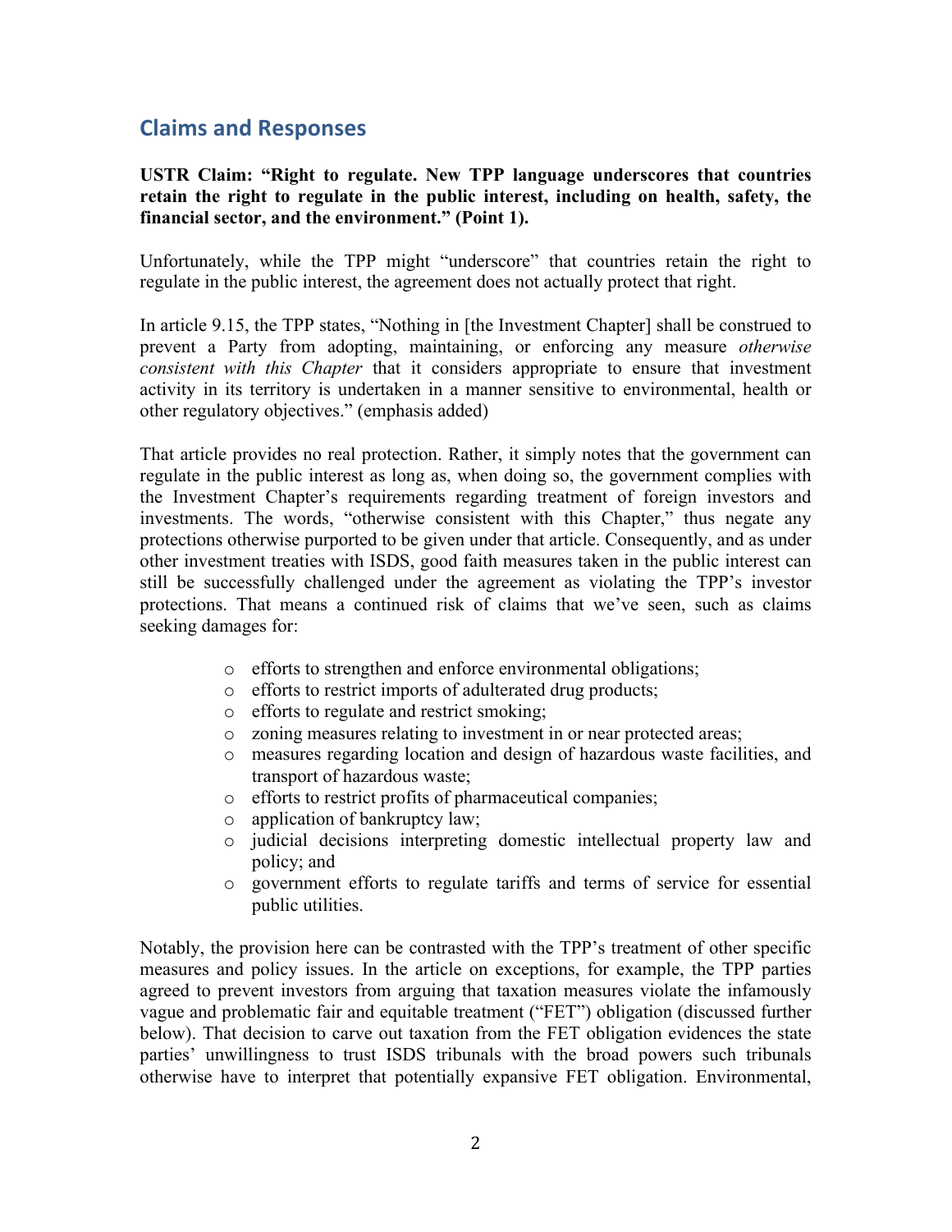## Claims and Responses

**USTR Claim: "Right to regulate. New TPP language underscores that countries retain the right to regulate in the public interest, including on health, safety, the financial sector, and the environment." (Point 1).**

Unfortunately, while the TPP might "underscore" that countries retain the right to regulate in the public interest, the agreement does not actually protect that right.

In article 9.15, the TPP states, "Nothing in [the Investment Chapter] shall be construed to prevent a Party from adopting, maintaining, or enforcing any measure *otherwise consistent with this Chapter* that it considers appropriate to ensure that investment activity in its territory is undertaken in a manner sensitive to environmental, health or other regulatory objectives." (emphasis added)

That article provides no real protection. Rather, it simply notes that the government can regulate in the public interest as long as, when doing so, the government complies with the Investment Chapter's requirements regarding treatment of foreign investors and investments. The words, "otherwise consistent with this Chapter," thus negate any protections otherwise purported to be given under that article. Consequently, and as under other investment treaties with ISDS, good faith measures taken in the public interest can still be successfully challenged under the agreement as violating the TPP's investor protections. That means a continued risk of claims that we've seen, such as claims seeking damages for:

- efforts to strengthen and enforce environmental obligations;
- efforts to restrict imports of adulterated drug products;
- efforts to regulate and restrict smoking;
- zoning measures relating to investment in or near protected areas;
- measures regarding location and design of hazardous waste facilities, and transport of hazardous waste;
- efforts to restrict profits of pharmaceutical companies;
- application of bankruptcy law;
- judicial decisions interpreting domestic intellectual property law and policy; and
- government efforts to regulate tariffs and terms of service for essential public utilities.

Notably, the provision here can be contrasted with the TPP's treatment of other specific measures and policy issues. In the article on exceptions, for example, the TPP parties agreed to prevent investors from arguing that taxation measures violate the infamously vague and problematic fair and equitable treatment ("FET") obligation (discussed further below). That decision to carve out taxation from the FET obligation evidences the state parties' unwillingness to trust ISDS tribunals with the broad powers such tribunals otherwise have to interpret that potentially expansive FET obligation. Environmental,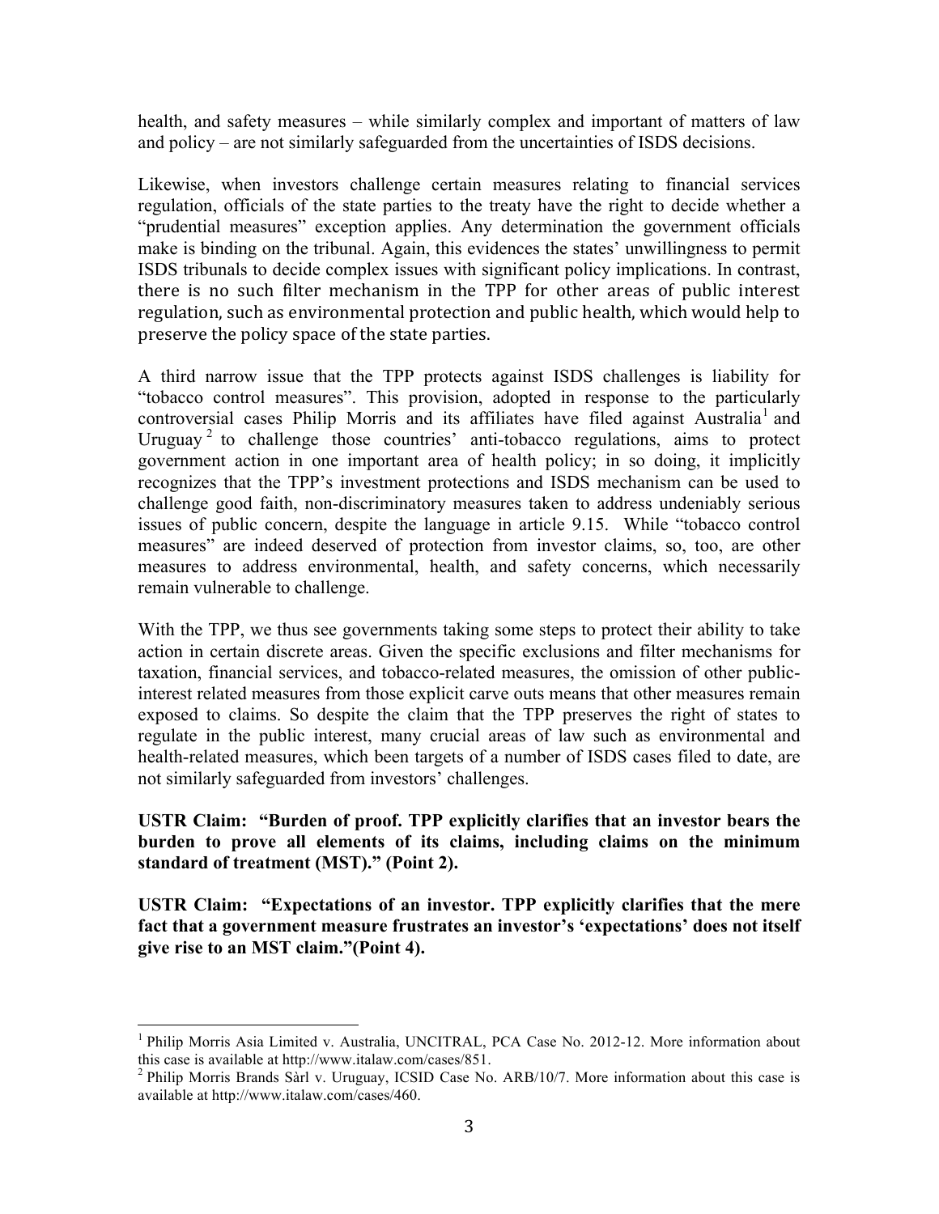health, and safety measures – while similarly complex and important of matters of law and policy – are not similarly safeguarded from the uncertainties of ISDS decisions.

Likewise, when investors challenge certain measures relating to financial services regulation, officials of the state parties to the treaty have the right to decide whether a "prudential measures" exception applies. Any determination the government officials make is binding on the tribunal. Again, this evidences the states' unwillingness to permit ISDS tribunals to decide complex issues with significant policy implications. In contrast, there is no such filter mechanism in the TPP for other areas of public interest regulation, such as environmental protection and public health, which would help to preserve the policy space of the state parties.

A third narrow issue that the TPP protects against ISDS challenges is liability for "tobacco control measures". This provision, adopted in response to the particularly controversial cases Philip Morris and its affiliates have filed against Australia[1] and Uruguay[2] to challenge those countries' anti-tobacco regulations, aims to protect government action in one important area of health policy; in so doing, it implicitly recognizes that the TPP's investment protections and ISDS mechanism can be used to challenge good faith, non-discriminatory measures taken to address undeniably serious issues of public concern, despite the language in article 9.15. While "tobacco control measures" are indeed deserved of protection from investor claims, so, too, are other measures to address environmental, health, and safety concerns, which necessarily remain vulnerable to challenge.

With the TPP, we thus see governments taking some steps to protect their ability to take action in certain discrete areas. Given the specific exclusions and filter mechanisms for taxation, financial services, and tobacco-related measures, the omission of other public-interest related measures from those explicit carve outs means that other measures remain exposed to claims. So despite the claim that the TPP preserves the right of states to regulate in the public interest, many crucial areas of law such as environmental and health-related measures, which been targets of a number of ISDS cases filed to date, are not similarly safeguarded from investors' challenges.

**USTR Claim: "Burden of proof. TPP explicitly clarifies that an investor bears the burden to prove all elements of its claims, including claims on the minimum standard of treatment (MST)." (Point 2).**

**USTR Claim: "Expectations of an investor. TPP explicitly clarifies that the mere fact that a government measure frustrates an investor's 'expectations' does not itself give rise to an MST claim."(Point 4).**

---

[1] Philip Morris Asia Limited v. Australia, UNCITRAL, PCA Case No. 2012-12. More information about this case is available at http://www.italaw.com/cases/851.

[2] Philip Morris Brands Sàrl v. Uruguay, ICSID Case No. ARB/10/7. More information about this case is available at http://www.italaw.com/cases/460.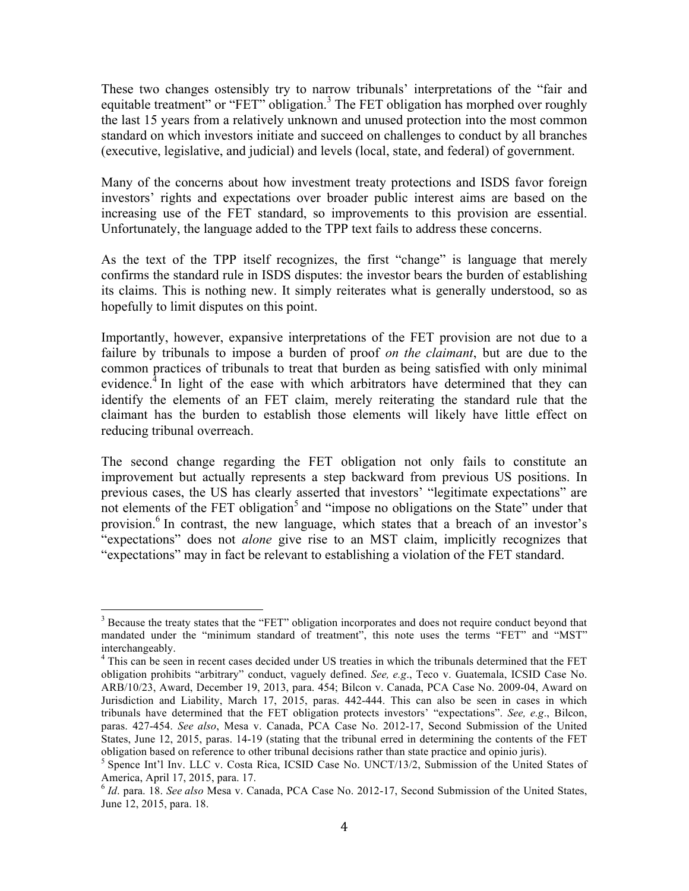These two changes ostensibly try to narrow tribunals' interpretations of the "fair and equitable treatment" or "FET" obligation.[3] The FET obligation has morphed over roughly the last 15 years from a relatively unknown and unused protection into the most common standard on which investors initiate and succeed on challenges to conduct by all branches (executive, legislative, and judicial) and levels (local, state, and federal) of government.

Many of the concerns about how investment treaty protections and ISDS favor foreign investors' rights and expectations over broader public interest aims are based on the increasing use of the FET standard, so improvements to this provision are essential. Unfortunately, the language added to the TPP text fails to address these concerns.

As the text of the TPP itself recognizes, the first "change" is language that merely confirms the standard rule in ISDS disputes: the investor bears the burden of establishing its claims. This is nothing new. It simply reiterates what is generally understood, so as hopefully to limit disputes on this point.

Importantly, however, expansive interpretations of the FET provision are not due to a failure by tribunals to impose a burden of proof *on the claimant*, but are due to the common practices of tribunals to treat that burden as being satisfied with only minimal evidence.[4] In light of the ease with which arbitrators have determined that they can identify the elements of an FET claim, merely reiterating the standard rule that the claimant has the burden to establish those elements will likely have little effect on reducing tribunal overreach.

The second change regarding the FET obligation not only fails to constitute an improvement but actually represents a step backward from previous US positions. In previous cases, the US has clearly asserted that investors' "legitimate expectations" are not elements of the FET obligation[5] and "impose no obligations on the State" under that provision.[6] In contrast, the new language, which states that a breach of an investor's "expectations" does not *alone* give rise to an MST claim, implicitly recognizes that "expectations" may in fact be relevant to establishing a violation of the FET standard.

---

[3] Because the treaty states that the "FET" obligation incorporates and does not require conduct beyond that mandated under the "minimum standard of treatment", this note uses the terms "FET" and "MST" interchangeably.

[4] This can be seen in recent cases decided under US treaties in which the tribunals determined that the FET obligation prohibits "arbitrary" conduct, vaguely defined. *See, e.g*., Teco v. Guatemala, ICSID Case No. ARB/10/23, Award, December 19, 2013, para. 454; Bilcon v. Canada, PCA Case No. 2009-04, Award on Jurisdiction and Liability, March 17, 2015, paras. 442-444. This can also be seen in cases in which tribunals have determined that the FET obligation protects investors' "expectations". *See, e.g*., Bilcon, paras. 427-454. *See also*, Mesa v. Canada, PCA Case No. 2012-17, Second Submission of the United States, June 12, 2015, paras. 14-19 (stating that the tribunal erred in determining the contents of the FET obligation based on reference to other tribunal decisions rather than state practice and opinio juris).

[5] Spence Int'l Inv. LLC v. Costa Rica, ICSID Case No. UNCT/13/2, Submission of the United States of America, April 17, 2015, para. 17.

[6] *Id*. para. 18. *See also* Mesa v. Canada, PCA Case No. 2012-17, Second Submission of the United States, June 12, 2015, para. 18.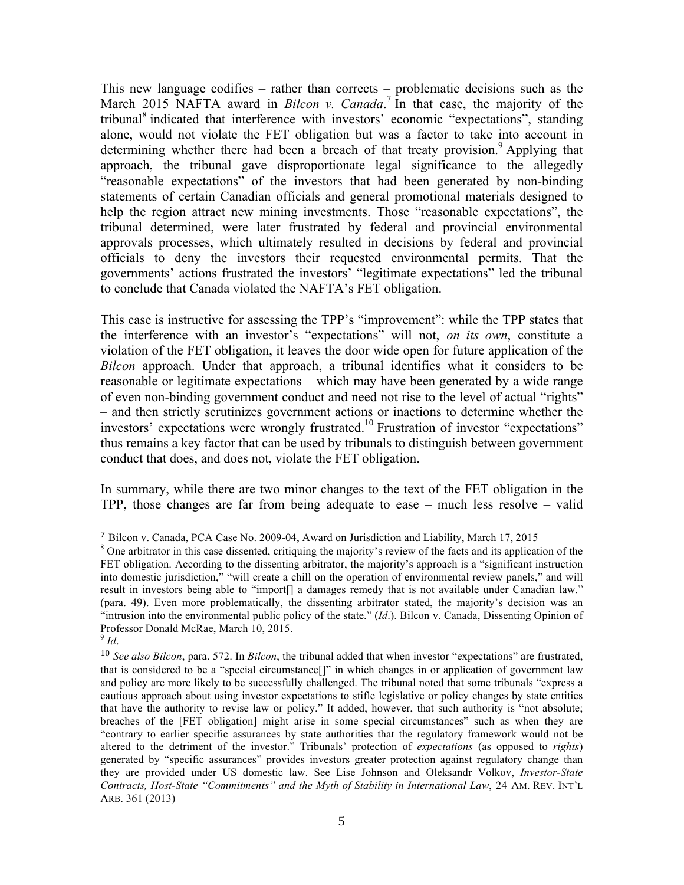This new language codifies – rather than corrects – problematic decisions such as the March 2015 NAFTA award in *Bilcon v. Canada*.[7] In that case, the majority of the tribunal[8] indicated that interference with investors' economic "expectations", standing alone, would not violate the FET obligation but was a factor to take into account in determining whether there had been a breach of that treaty provision.[9] Applying that approach, the tribunal gave disproportionate legal significance to the allegedly "reasonable expectations" of the investors that had been generated by non-binding statements of certain Canadian officials and general promotional materials designed to help the region attract new mining investments. Those "reasonable expectations", the tribunal determined, were later frustrated by federal and provincial environmental approvals processes, which ultimately resulted in decisions by federal and provincial officials to deny the investors their requested environmental permits. That the governments' actions frustrated the investors' "legitimate expectations" led the tribunal to conclude that Canada violated the NAFTA's FET obligation.

This case is instructive for assessing the TPP's "improvement": while the TPP states that the interference with an investor's "expectations" will not, *on its own*, constitute a violation of the FET obligation, it leaves the door wide open for future application of the *Bilcon* approach. Under that approach, a tribunal identifies what it considers to be reasonable or legitimate expectations – which may have been generated by a wide range of even non-binding government conduct and need not rise to the level of actual "rights" – and then strictly scrutinizes government actions or inactions to determine whether the investors' expectations were wrongly frustrated.[10] Frustration of investor "expectations" thus remains a key factor that can be used by tribunals to distinguish between government conduct that does, and does not, violate the FET obligation.

In summary, while there are two minor changes to the text of the FET obligation in the TPP, those changes are far from being adequate to ease – much less resolve – valid

---

[7] Bilcon v. Canada, PCA Case No. 2009-04, Award on Jurisdiction and Liability, March 17, 2015

[8] One arbitrator in this case dissented, critiquing the majority's review of the facts and its application of the FET obligation. According to the dissenting arbitrator, the majority's approach is a "significant instruction into domestic jurisdiction," "will create a chill on the operation of environmental review panels," and will result in investors being able to "import[] a damages remedy that is not available under Canadian law." (para. 49). Even more problematically, the dissenting arbitrator stated, the majority's decision was an "intrusion into the environmental public policy of the state." (*Id*.). Bilcon v. Canada, Dissenting Opinion of Professor Donald McRae, March 10, 2015.

[9] *Id*.

[10] *See also Bilcon*, para. 572. In *Bilcon*, the tribunal added that when investor "expectations" are frustrated, that is considered to be a "special circumstance[]" in which changes in or application of government law and policy are more likely to be successfully challenged. The tribunal noted that some tribunals "express a cautious approach about using investor expectations to stifle legislative or policy changes by state entities that have the authority to revise law or policy." It added, however, that such authority is "not absolute; breaches of the [FET obligation] might arise in some special circumstances" such as when they are "contrary to earlier specific assurances by state authorities that the regulatory framework would not be altered to the detriment of the investor." Tribunals' protection of *expectations* (as opposed to *rights*) generated by "specific assurances" provides investors greater protection against regulatory change than they are provided under US domestic law. See Lise Johnson and Oleksandr Volkov, *Investor-State Contracts, Host-State "Commitments" and the Myth of Stability in International Law*, 24 AM. REV. INT'L ARB. 361 (2013)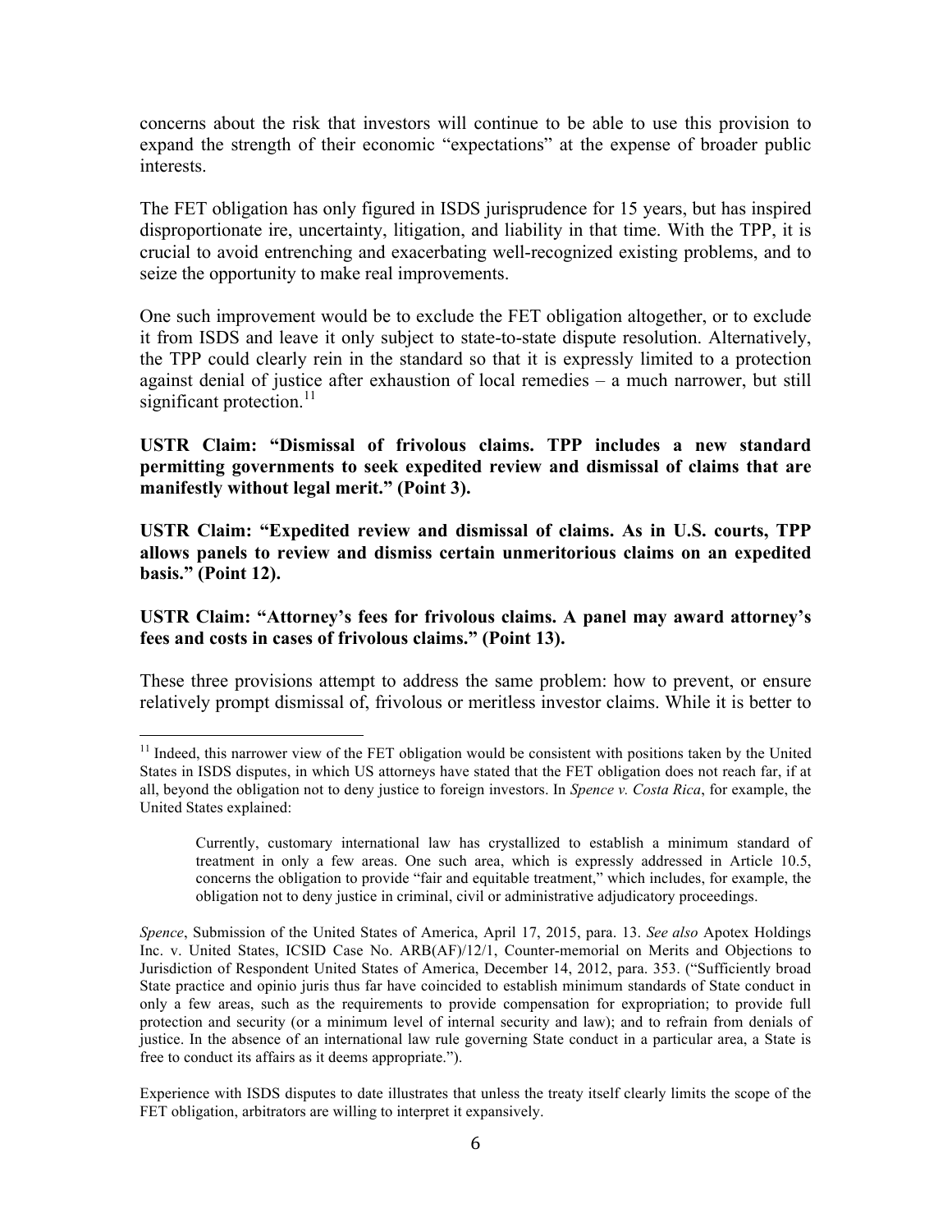concerns about the risk that investors will continue to be able to use this provision to expand the strength of their economic "expectations" at the expense of broader public interests.

The FET obligation has only figured in ISDS jurisprudence for 15 years, but has inspired disproportionate ire, uncertainty, litigation, and liability in that time. With the TPP, it is crucial to avoid entrenching and exacerbating well-recognized existing problems, and to seize the opportunity to make real improvements.

One such improvement would be to exclude the FET obligation altogether, or to exclude it from ISDS and leave it only subject to state-to-state dispute resolution. Alternatively, the TPP could clearly rein in the standard so that it is expressly limited to a protection against denial of justice after exhaustion of local remedies – a much narrower, but still significant protection.[11]

**USTR Claim: "Dismissal of frivolous claims. TPP includes a new standard permitting governments to seek expedited review and dismissal of claims that are manifestly without legal merit." (Point 3).**

**USTR Claim: "Expedited review and dismissal of claims. As in U.S. courts, TPP allows panels to review and dismiss certain unmeritorious claims on an expedited basis." (Point 12).**

**USTR Claim: "Attorney's fees for frivolous claims. A panel may award attorney's fees and costs in cases of frivolous claims." (Point 13).**

These three provisions attempt to address the same problem: how to prevent, or ensure relatively prompt dismissal of, frivolous or meritless investor claims. While it is better to

---

[11] Indeed, this narrower view of the FET obligation would be consistent with positions taken by the United States in ISDS disputes, in which US attorneys have stated that the FET obligation does not reach far, if at all, beyond the obligation not to deny justice to foreign investors. In *Spence v. Costa Rica*, for example, the United States explained:

> Currently, customary international law has crystallized to establish a minimum standard of treatment in only a few areas. One such area, which is expressly addressed in Article 10.5, concerns the obligation to provide "fair and equitable treatment," which includes, for example, the obligation not to deny justice in criminal, civil or administrative adjudicatory proceedings.

*Spence*, Submission of the United States of America, April 17, 2015, para. 13. *See also* Apotex Holdings Inc. v. United States, ICSID Case No. ARB(AF)/12/1, Counter-memorial on Merits and Objections to Jurisdiction of Respondent United States of America, December 14, 2012, para. 353. ("Sufficiently broad State practice and opinio juris thus far have coincided to establish minimum standards of State conduct in only a few areas, such as the requirements to provide compensation for expropriation; to provide full protection and security (or a minimum level of internal security and law); and to refrain from denials of justice. In the absence of an international law rule governing State conduct in a particular area, a State is free to conduct its affairs as it deems appropriate.").

Experience with ISDS disputes to date illustrates that unless the treaty itself clearly limits the scope of the FET obligation, arbitrators are willing to interpret it expansively.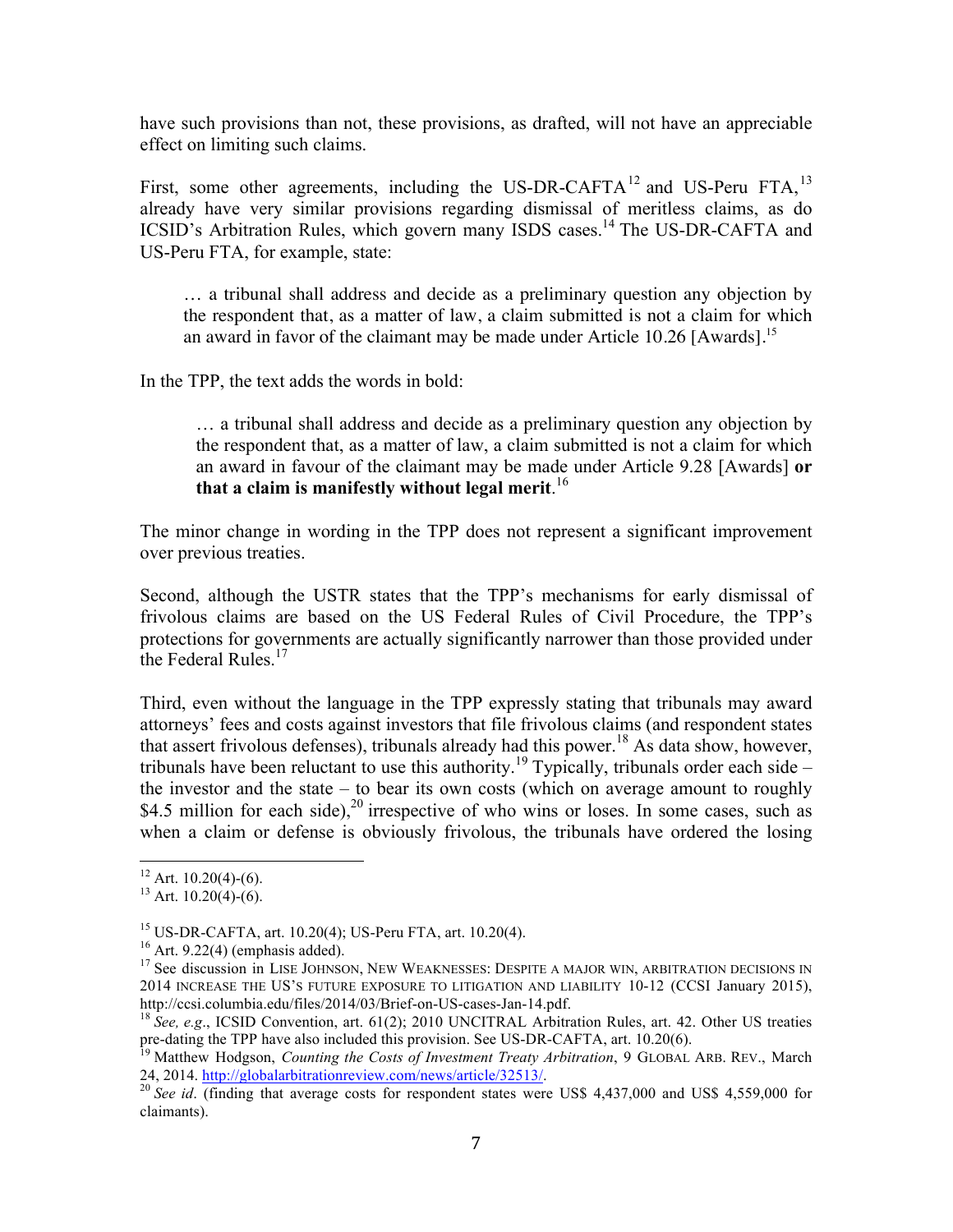have such provisions than not, these provisions, as drafted, will not have an appreciable effect on limiting such claims.

First, some other agreements, including the US-DR-CAFTA[12] and US-Peru FTA,[13] already have very similar provisions regarding dismissal of meritless claims, as do ICSID's Arbitration Rules, which govern many ISDS cases.[14] The US-DR-CAFTA and US-Peru FTA, for example, state:

> … a tribunal shall address and decide as a preliminary question any objection by the respondent that, as a matter of law, a claim submitted is not a claim for which an award in favor of the claimant may be made under Article 10.26 [Awards].[15]

In the TPP, the text adds the words in bold:

> … a tribunal shall address and decide as a preliminary question any objection by the respondent that, as a matter of law, a claim submitted is not a claim for which an award in favour of the claimant may be made under Article 9.28 [Awards] **or that a claim is manifestly without legal merit**.[16]

The minor change in wording in the TPP does not represent a significant improvement over previous treaties.

Second, although the USTR states that the TPP's mechanisms for early dismissal of frivolous claims are based on the US Federal Rules of Civil Procedure, the TPP's protections for governments are actually significantly narrower than those provided under the Federal Rules.[17]

Third, even without the language in the TPP expressly stating that tribunals may award attorneys' fees and costs against investors that file frivolous claims (and respondent states that assert frivolous defenses), tribunals already had this power.[18] As data show, however, tribunals have been reluctant to use this authority.[19] Typically, tribunals order each side – the investor and the state – to bear its own costs (which on average amount to roughly $4.5 million for each side),[20] irrespective of who wins or loses. In some cases, such as when a claim or defense is obviously frivolous, the tribunals have ordered the losing

---

[12] Art. 10.20(4)-(6).

[13] Art. 10.20(4)-(6).

[15] US-DR-CAFTA, art. 10.20(4); US-Peru FTA, art. 10.20(4).

[16] Art. 9.22(4) (emphasis added).

[17] See discussion in Lise Johnson, New Weaknesses: Despite a major win, arbitration decisions in 2014 increase the US's future exposure to litigation and liability 10-12 (CCSI January 2015), http://ccsi.columbia.edu/files/2014/03/Brief-on-US-cases-Jan-14.pdf.

[18] *See, e.g.*, ICSID Convention, art. 61(2); 2010 UNCITRAL Arbitration Rules, art. 42. Other US treaties pre-dating the TPP have also included this provision. See US-DR-CAFTA, art. 10.20(6).

[19] Matthew Hodgson, *Counting the Costs of Investment Treaty Arbitration*, 9 Global Arb. Rev., March 24, 2014. http://globalarbitrationreview.com/news/article/32513/.

[20] *See id*. (finding that average costs for respondent states were US$ 4,437,000 and US$ 4,559,000 for claimants).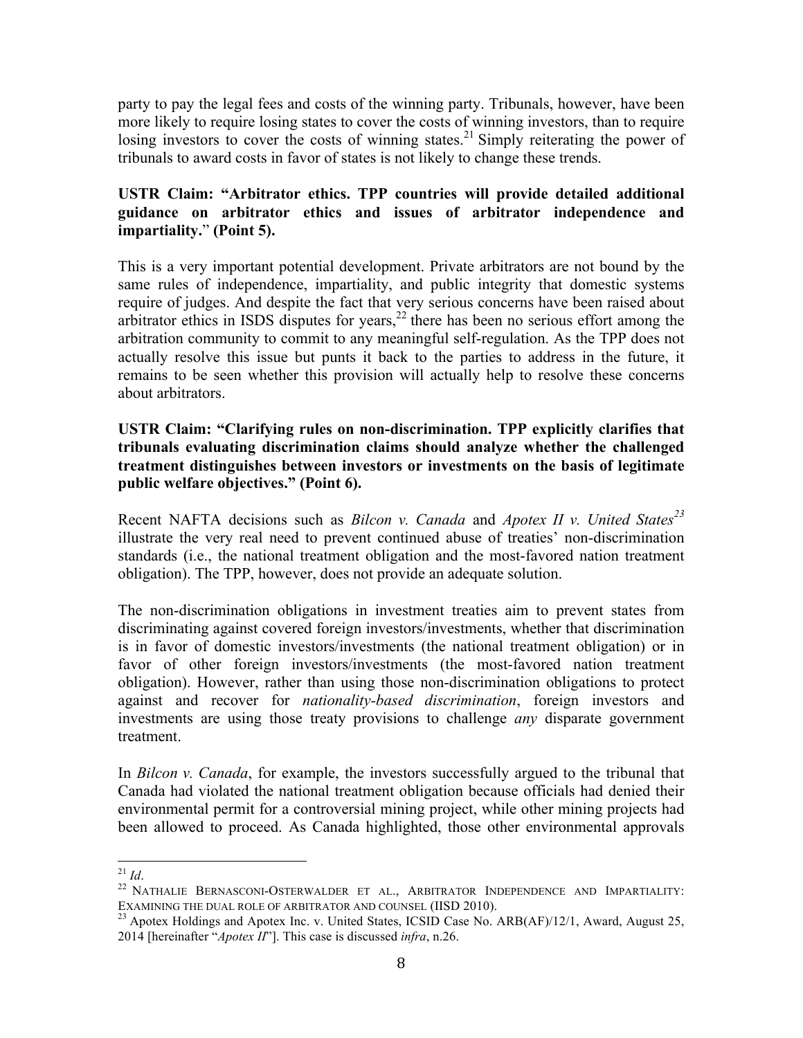party to pay the legal fees and costs of the winning party. Tribunals, however, have been more likely to require losing states to cover the costs of winning investors, than to require losing investors to cover the costs of winning states.[21] Simply reiterating the power of tribunals to award costs in favor of states is not likely to change these trends.

**USTR Claim: "Arbitrator ethics. TPP countries will provide detailed additional guidance on arbitrator ethics and issues of arbitrator independence and impartiality." (Point 5).**

This is a very important potential development. Private arbitrators are not bound by the same rules of independence, impartiality, and public integrity that domestic systems require of judges. And despite the fact that very serious concerns have been raised about arbitrator ethics in ISDS disputes for years,[22] there has been no serious effort among the arbitration community to commit to any meaningful self-regulation. As the TPP does not actually resolve this issue but punts it back to the parties to address in the future, it remains to be seen whether this provision will actually help to resolve these concerns about arbitrators.

**USTR Claim: "Clarifying rules on non-discrimination. TPP explicitly clarifies that tribunals evaluating discrimination claims should analyze whether the challenged treatment distinguishes between investors or investments on the basis of legitimate public welfare objectives." (Point 6).**

Recent NAFTA decisions such as *Bilcon v. Canada* and *Apotex II v. United States*[23] illustrate the very real need to prevent continued abuse of treaties' non-discrimination standards (i.e., the national treatment obligation and the most-favored nation treatment obligation). The TPP, however, does not provide an adequate solution.

The non-discrimination obligations in investment treaties aim to prevent states from discriminating against covered foreign investors/investments, whether that discrimination is in favor of domestic investors/investments (the national treatment obligation) or in favor of other foreign investors/investments (the most-favored nation treatment obligation). However, rather than using those non-discrimination obligations to protect against and recover for *nationality-based discrimination*, foreign investors and investments are using those treaty provisions to challenge *any* disparate government treatment.

In *Bilcon v. Canada*, for example, the investors successfully argued to the tribunal that Canada had violated the national treatment obligation because officials had denied their environmental permit for a controversial mining project, while other mining projects had been allowed to proceed. As Canada highlighted, those other environmental approvals

---

[21] *Id*.

[22] NATHALIE BERNASCONI-OSTERWALDER ET AL., ARBITRATOR INDEPENDENCE AND IMPARTIALITY: EXAMINING THE DUAL ROLE OF ARBITRATOR AND COUNSEL (IISD 2010).

[23] Apotex Holdings and Apotex Inc. v. United States, ICSID Case No. ARB(AF)/12/1, Award, August 25, 2014 [hereinafter "*Apotex II*"]. This case is discussed *infra*, n.26.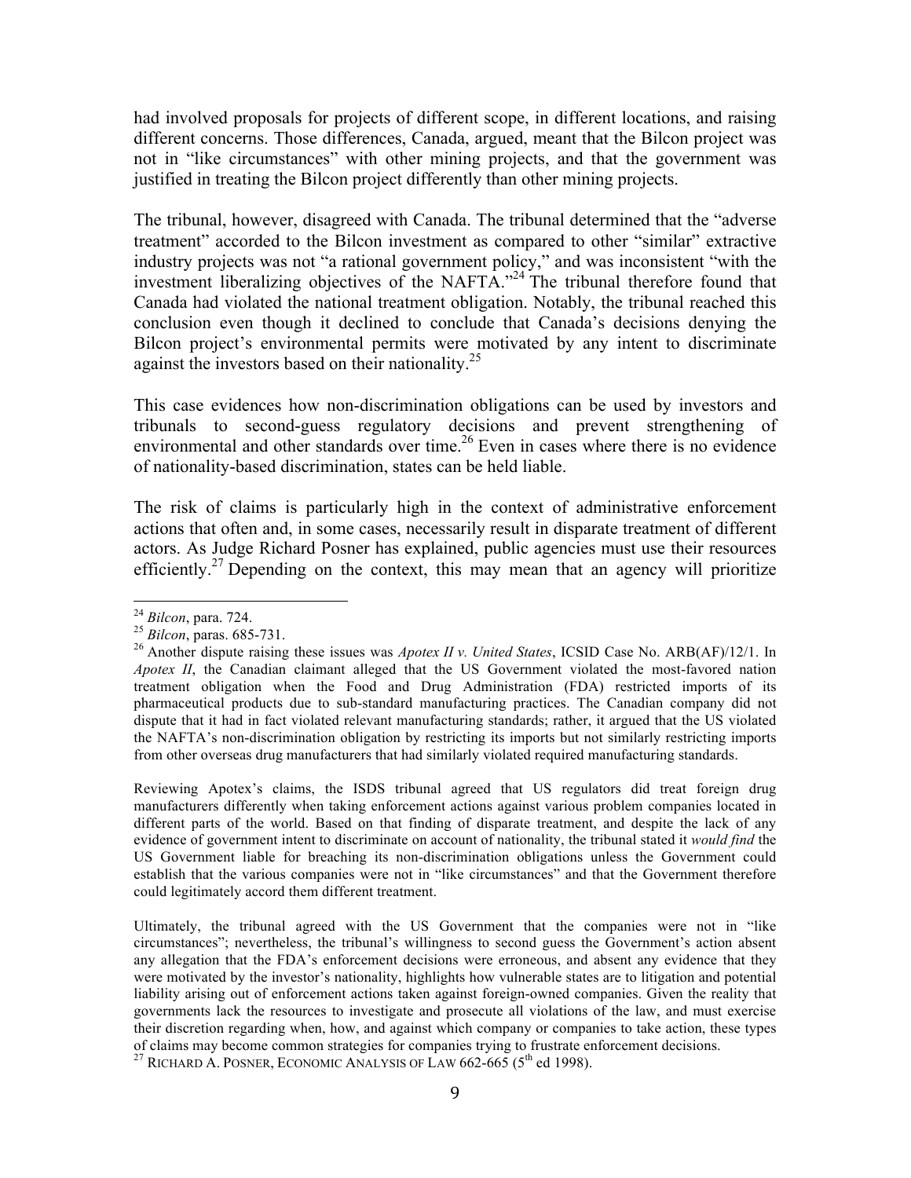had involved proposals for projects of different scope, in different locations, and raising different concerns. Those differences, Canada, argued, meant that the Bilcon project was not in "like circumstances" with other mining projects, and that the government was justified in treating the Bilcon project differently than other mining projects.

The tribunal, however, disagreed with Canada. The tribunal determined that the "adverse treatment" accorded to the Bilcon investment as compared to other "similar" extractive industry projects was not "a rational government policy," and was inconsistent "with the investment liberalizing objectives of the NAFTA."[24] The tribunal therefore found that Canada had violated the national treatment obligation. Notably, the tribunal reached this conclusion even though it declined to conclude that Canada's decisions denying the Bilcon project's environmental permits were motivated by any intent to discriminate against the investors based on their nationality.[25]

This case evidences how non-discrimination obligations can be used by investors and tribunals to second-guess regulatory decisions and prevent strengthening of environmental and other standards over time.[26] Even in cases where there is no evidence of nationality-based discrimination, states can be held liable.

The risk of claims is particularly high in the context of administrative enforcement actions that often and, in some cases, necessarily result in disparate treatment of different actors. As Judge Richard Posner has explained, public agencies must use their resources efficiently.[27] Depending on the context, this may mean that an agency will prioritize

---

[24] *Bilcon*, para. 724.

[25] *Bilcon*, paras. 685-731.

[26] Another dispute raising these issues was *Apotex II v. United States*, ICSID Case No. ARB(AF)/12/1. In *Apotex II*, the Canadian claimant alleged that the US Government violated the most-favored nation treatment obligation when the Food and Drug Administration (FDA) restricted imports of its pharmaceutical products due to sub-standard manufacturing practices. The Canadian company did not dispute that it had in fact violated relevant manufacturing standards; rather, it argued that the US violated the NAFTA's non-discrimination obligation by restricting its imports but not similarly restricting imports from other overseas drug manufacturers that had similarly violated required manufacturing standards.

Reviewing Apotex's claims, the ISDS tribunal agreed that US regulators did treat foreign drug manufacturers differently when taking enforcement actions against various problem companies located in different parts of the world. Based on that finding of disparate treatment, and despite the lack of any evidence of government intent to discriminate on account of nationality, the tribunal stated it *would find* the US Government liable for breaching its non-discrimination obligations unless the Government could establish that the various companies were not in "like circumstances" and that the Government therefore could legitimately accord them different treatment.

Ultimately, the tribunal agreed with the US Government that the companies were not in "like circumstances"; nevertheless, the tribunal's willingness to second guess the Government's action absent any allegation that the FDA's enforcement decisions were erroneous, and absent any evidence that they were motivated by the investor's nationality, highlights how vulnerable states are to litigation and potential liability arising out of enforcement actions taken against foreign-owned companies. Given the reality that governments lack the resources to investigate and prosecute all violations of the law, and must exercise their discretion regarding when, how, and against which company or companies to take action, these types of claims may become common strategies for companies trying to frustrate enforcement decisions.

[27] RICHARD A. POSNER, ECONOMIC ANALYSIS OF LAW 662-665 (5th ed 1998).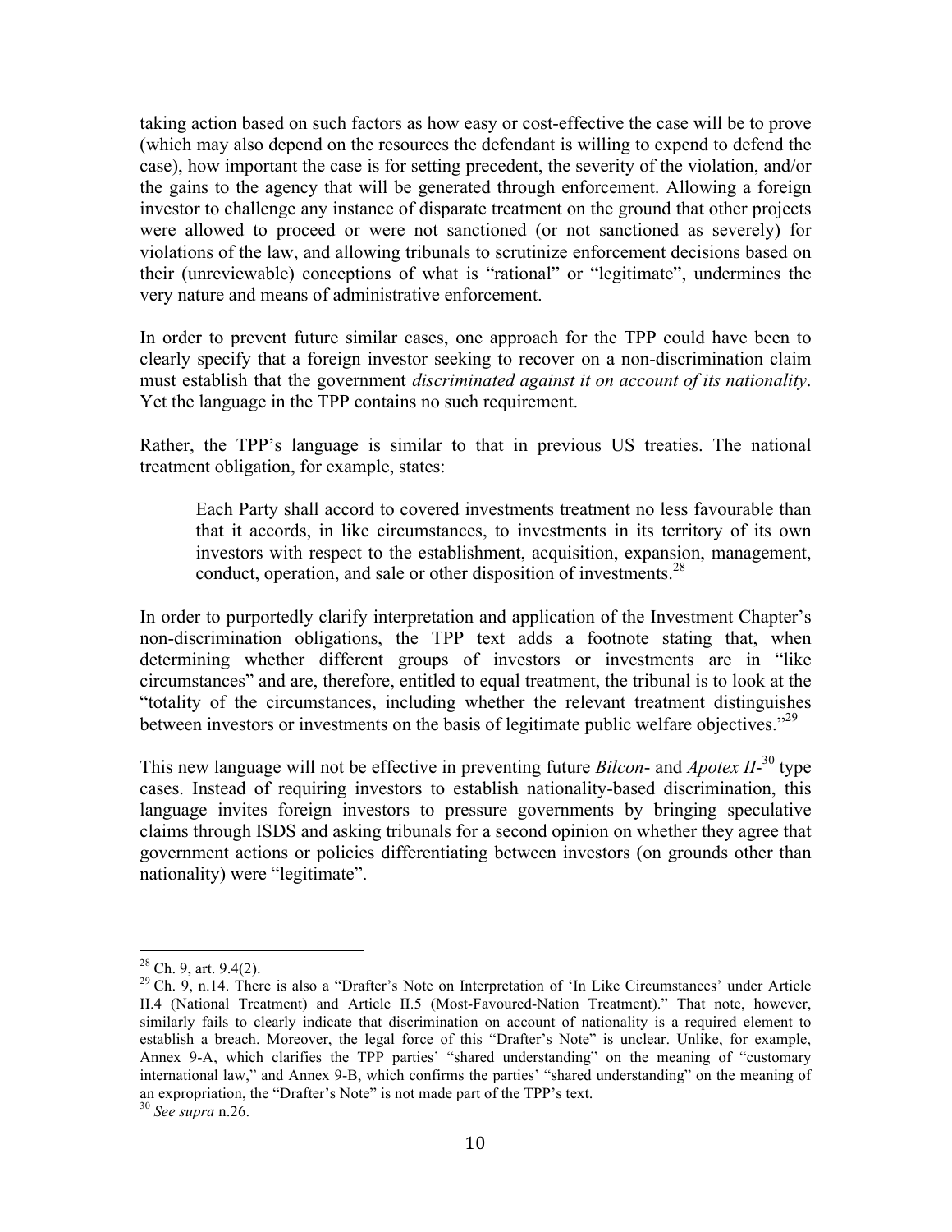taking action based on such factors as how easy or cost-effective the case will be to prove (which may also depend on the resources the defendant is willing to expend to defend the case), how important the case is for setting precedent, the severity of the violation, and/or the gains to the agency that will be generated through enforcement. Allowing a foreign investor to challenge any instance of disparate treatment on the ground that other projects were allowed to proceed or were not sanctioned (or not sanctioned as severely) for violations of the law, and allowing tribunals to scrutinize enforcement decisions based on their (unreviewable) conceptions of what is "rational" or "legitimate", undermines the very nature and means of administrative enforcement.

In order to prevent future similar cases, one approach for the TPP could have been to clearly specify that a foreign investor seeking to recover on a non-discrimination claim must establish that the government *discriminated against it on account of its nationality*. Yet the language in the TPP contains no such requirement.

Rather, the TPP's language is similar to that in previous US treaties. The national treatment obligation, for example, states:

> Each Party shall accord to covered investments treatment no less favourable than that it accords, in like circumstances, to investments in its territory of its own investors with respect to the establishment, acquisition, expansion, management, conduct, operation, and sale or other disposition of investments.[28]

In order to purportedly clarify interpretation and application of the Investment Chapter's non-discrimination obligations, the TPP text adds a footnote stating that, when determining whether different groups of investors or investments are in "like circumstances" and are, therefore, entitled to equal treatment, the tribunal is to look at the "totality of the circumstances, including whether the relevant treatment distinguishes between investors or investments on the basis of legitimate public welfare objectives."[29]

This new language will not be effective in preventing future *Bilcon*- and *Apotex II*-[30] type cases. Instead of requiring investors to establish nationality-based discrimination, this language invites foreign investors to pressure governments by bringing speculative claims through ISDS and asking tribunals for a second opinion on whether they agree that government actions or policies differentiating between investors (on grounds other than nationality) were "legitimate".

---

[28] Ch. 9, art. 9.4(2).

[29] Ch. 9, n.14. There is also a "Drafter's Note on Interpretation of 'In Like Circumstances' under Article II.4 (National Treatment) and Article II.5 (Most-Favoured-Nation Treatment)." That note, however, similarly fails to clearly indicate that discrimination on account of nationality is a required element to establish a breach. Moreover, the legal force of this "Drafter's Note" is unclear. Unlike, for example, Annex 9-A, which clarifies the TPP parties' "shared understanding" on the meaning of "customary international law," and Annex 9-B, which confirms the parties' "shared understanding" on the meaning of an expropriation, the "Drafter's Note" is not made part of the TPP's text.

[30] *See supra* n.26.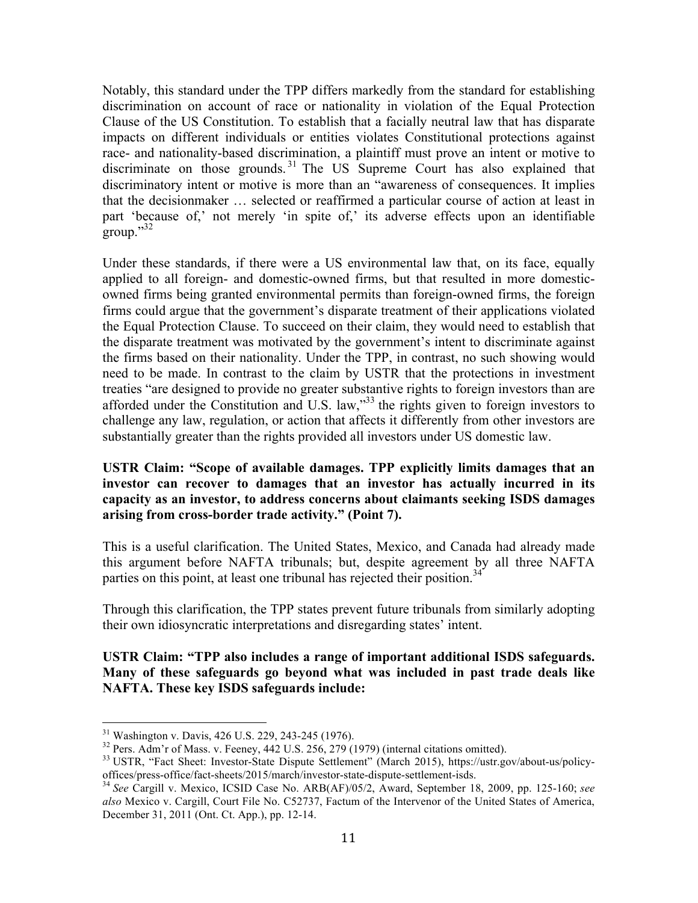Notably, this standard under the TPP differs markedly from the standard for establishing discrimination on account of race or nationality in violation of the Equal Protection Clause of the US Constitution. To establish that a facially neutral law that has disparate impacts on different individuals or entities violates Constitutional protections against race- and nationality-based discrimination, a plaintiff must prove an intent or motive to discriminate on those grounds.[31] The US Supreme Court has also explained that discriminatory intent or motive is more than an "awareness of consequences. It implies that the decisionmaker … selected or reaffirmed a particular course of action at least in part 'because of,' not merely 'in spite of,' its adverse effects upon an identifiable group."[32]

Under these standards, if there were a US environmental law that, on its face, equally applied to all foreign- and domestic-owned firms, but that resulted in more domestic-owned firms being granted environmental permits than foreign-owned firms, the foreign firms could argue that the government's disparate treatment of their applications violated the Equal Protection Clause. To succeed on their claim, they would need to establish that the disparate treatment was motivated by the government's intent to discriminate against the firms based on their nationality. Under the TPP, in contrast, no such showing would need to be made. In contrast to the claim by USTR that the protections in investment treaties "are designed to provide no greater substantive rights to foreign investors than are afforded under the Constitution and U.S. law,"[33] the rights given to foreign investors to challenge any law, regulation, or action that affects it differently from other investors are substantially greater than the rights provided all investors under US domestic law.

**USTR Claim: "Scope of available damages. TPP explicitly limits damages that an investor can recover to damages that an investor has actually incurred in its capacity as an investor, to address concerns about claimants seeking ISDS damages arising from cross-border trade activity." (Point 7).**

This is a useful clarification. The United States, Mexico, and Canada had already made this argument before NAFTA tribunals; but, despite agreement by all three NAFTA parties on this point, at least one tribunal has rejected their position.[34]

Through this clarification, the TPP states prevent future tribunals from similarly adopting their own idiosyncratic interpretations and disregarding states' intent.

**USTR Claim: "TPP also includes a range of important additional ISDS safeguards. Many of these safeguards go beyond what was included in past trade deals like NAFTA. These key ISDS safeguards include:**

---

[31] Washington v. Davis, 426 U.S. 229, 243-245 (1976).

[32] Pers. Adm'r of Mass. v. Feeney, 442 U.S. 256, 279 (1979) (internal citations omitted).

[33] USTR, "Fact Sheet: Investor-State Dispute Settlement" (March 2015), https://ustr.gov/about-us/policy-offices/press-office/fact-sheets/2015/march/investor-state-dispute-settlement-isds.

[34] *See* Cargill v. Mexico, ICSID Case No. ARB(AF)/05/2, Award, September 18, 2009, pp. 125-160; *see also* Mexico v. Cargill, Court File No. C52737, Factum of the Intervenor of the United States of America, December 31, 2011 (Ont. Ct. App.), pp. 12-14.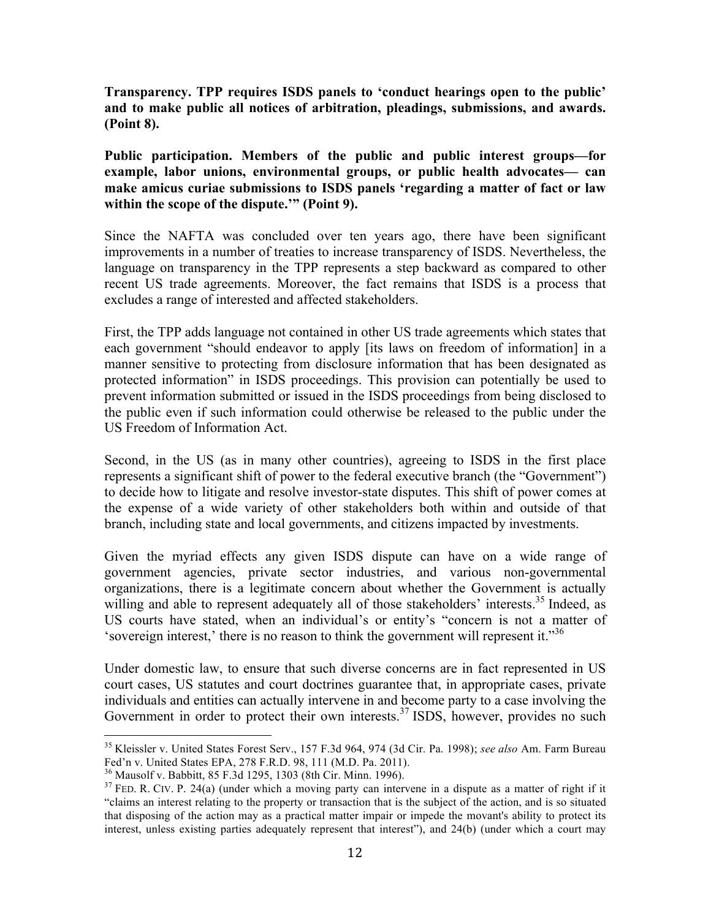**Transparency. TPP requires ISDS panels to 'conduct hearings open to the public' and to make public all notices of arbitration, pleadings, submissions, and awards. (Point 8).**

**Public participation. Members of the public and public interest groups—for example, labor unions, environmental groups, or public health advocates— can make amicus curiae submissions to ISDS panels 'regarding a matter of fact or law within the scope of the dispute.'" (Point 9).**

Since the NAFTA was concluded over ten years ago, there have been significant improvements in a number of treaties to increase transparency of ISDS. Nevertheless, the language on transparency in the TPP represents a step backward as compared to other recent US trade agreements. Moreover, the fact remains that ISDS is a process that excludes a range of interested and affected stakeholders.

First, the TPP adds language not contained in other US trade agreements which states that each government "should endeavor to apply [its laws on freedom of information] in a manner sensitive to protecting from disclosure information that has been designated as protected information" in ISDS proceedings. This provision can potentially be used to prevent information submitted or issued in the ISDS proceedings from being disclosed to the public even if such information could otherwise be released to the public under the US Freedom of Information Act.

Second, in the US (as in many other countries), agreeing to ISDS in the first place represents a significant shift of power to the federal executive branch (the "Government") to decide how to litigate and resolve investor-state disputes. This shift of power comes at the expense of a wide variety of other stakeholders both within and outside of that branch, including state and local governments, and citizens impacted by investments.

Given the myriad effects any given ISDS dispute can have on a wide range of government agencies, private sector industries, and various non-governmental organizations, there is a legitimate concern about whether the Government is actually willing and able to represent adequately all of those stakeholders' interests.[35] Indeed, as US courts have stated, when an individual's or entity's "concern is not a matter of 'sovereign interest,' there is no reason to think the government will represent it."[36]

Under domestic law, to ensure that such diverse concerns are in fact represented in US court cases, US statutes and court doctrines guarantee that, in appropriate cases, private individuals and entities can actually intervene in and become party to a case involving the Government in order to protect their own interests.[37] ISDS, however, provides no such

---

[35] Kleissler v. United States Forest Serv., 157 F.3d 964, 974 (3d Cir. Pa. 1998); *see also* Am. Farm Bureau Fed'n v. United States EPA, 278 F.R.D. 98, 111 (M.D. Pa. 2011).

[36] Mausolf v. Babbitt, 85 F.3d 1295, 1303 (8th Cir. Minn. 1996).

[37] FED. R. CIV. P. 24(a) (under which a moving party can intervene in a dispute as a matter of right if it "claims an interest relating to the property or transaction that is the subject of the action, and is so situated that disposing of the action may as a practical matter impair or impede the movant's ability to protect its interest, unless existing parties adequately represent that interest"), and 24(b) (under which a court may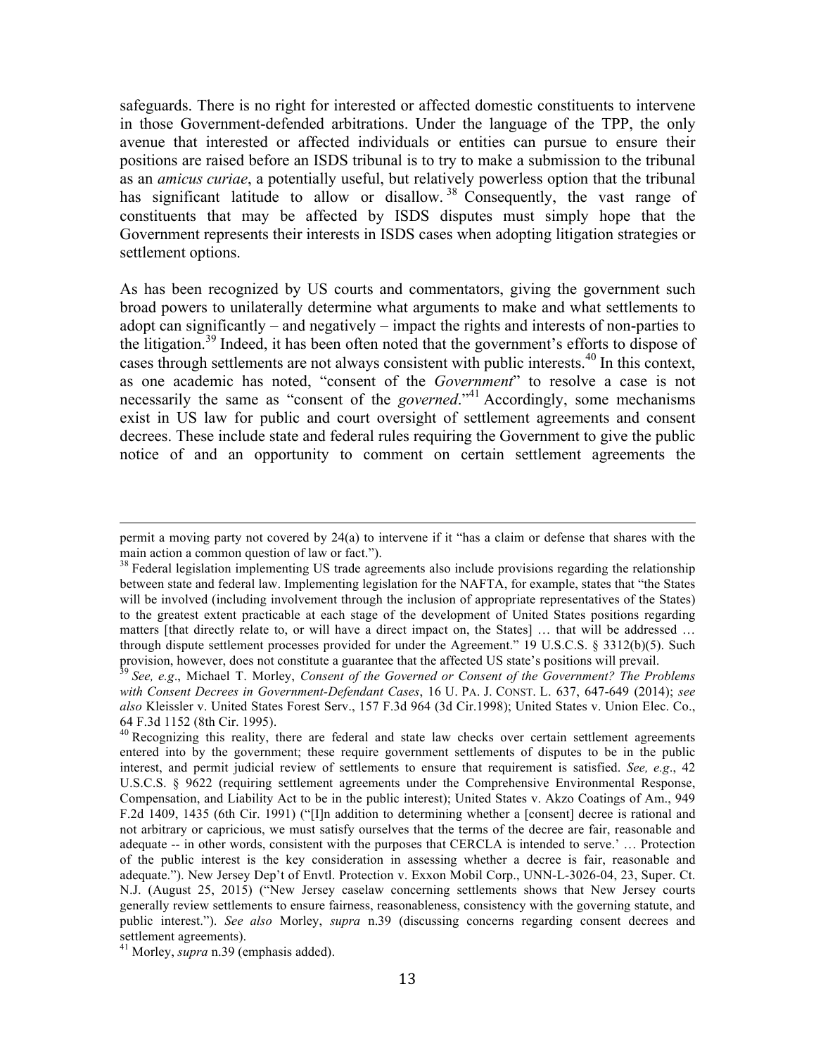safeguards. There is no right for interested or affected domestic constituents to intervene in those Government-defended arbitrations. Under the language of the TPP, the only avenue that interested or affected individuals or entities can pursue to ensure their positions are raised before an ISDS tribunal is to try to make a submission to the tribunal as an *amicus curiae*, a potentially useful, but relatively powerless option that the tribunal has significant latitude to allow or disallow.[38] Consequently, the vast range of constituents that may be affected by ISDS disputes must simply hope that the Government represents their interests in ISDS cases when adopting litigation strategies or settlement options.

As has been recognized by US courts and commentators, giving the government such broad powers to unilaterally determine what arguments to make and what settlements to adopt can significantly – and negatively – impact the rights and interests of non-parties to the litigation.[39] Indeed, it has been often noted that the government's efforts to dispose of cases through settlements are not always consistent with public interests.[40] In this context, as one academic has noted, "consent of the *Government*" to resolve a case is not necessarily the same as "consent of the *governed*."[41] Accordingly, some mechanisms exist in US law for public and court oversight of settlement agreements and consent decrees. These include state and federal rules requiring the Government to give the public notice of and an opportunity to comment on certain settlement agreements the

---

permit a moving party not covered by 24(a) to intervene if it "has a claim or defense that shares with the main action a common question of law or fact.").

[38] Federal legislation implementing US trade agreements also include provisions regarding the relationship between state and federal law. Implementing legislation for the NAFTA, for example, states that "the States will be involved (including involvement through the inclusion of appropriate representatives of the States) to the greatest extent practicable at each stage of the development of United States positions regarding matters [that directly relate to, or will have a direct impact on, the States] … that will be addressed … through dispute settlement processes provided for under the Agreement." 19 U.S.C.S. § 3312(b)(5). Such provision, however, does not constitute a guarantee that the affected US state's positions will prevail.

[39] *See, e.g*., Michael T. Morley, *Consent of the Governed or Consent of the Government? The Problems with Consent Decrees in Government-Defendant Cases*, 16 U. PA. J. CONST. L. 637, 647-649 (2014); *see also* Kleissler v. United States Forest Serv., 157 F.3d 964 (3d Cir.1998); United States v. Union Elec. Co., 64 F.3d 1152 (8th Cir. 1995).

[40] Recognizing this reality, there are federal and state law checks over certain settlement agreements entered into by the government; these require government settlements of disputes to be in the public interest, and permit judicial review of settlements to ensure that requirement is satisfied. *See, e.g*., 42 U.S.C.S. § 9622 (requiring settlement agreements under the Comprehensive Environmental Response, Compensation, and Liability Act to be in the public interest); United States v. Akzo Coatings of Am., 949 F.2d 1409, 1435 (6th Cir. 1991) ("[I]n addition to determining whether a [consent] decree is rational and not arbitrary or capricious, we must satisfy ourselves that the terms of the decree are fair, reasonable and adequate -- in other words, consistent with the purposes that CERCLA is intended to serve.' … Protection of the public interest is the key consideration in assessing whether a decree is fair, reasonable and adequate."). New Jersey Dep't of Envtl. Protection v. Exxon Mobil Corp., UNN-L-3026-04, 23, Super. Ct. N.J. (August 25, 2015) ("New Jersey caselaw concerning settlements shows that New Jersey courts generally review settlements to ensure fairness, reasonableness, consistency with the governing statute, and public interest."). *See also* Morley, *supra* n.39 (discussing concerns regarding consent decrees and settlement agreements).

[41] Morley, *supra* n.39 (emphasis added).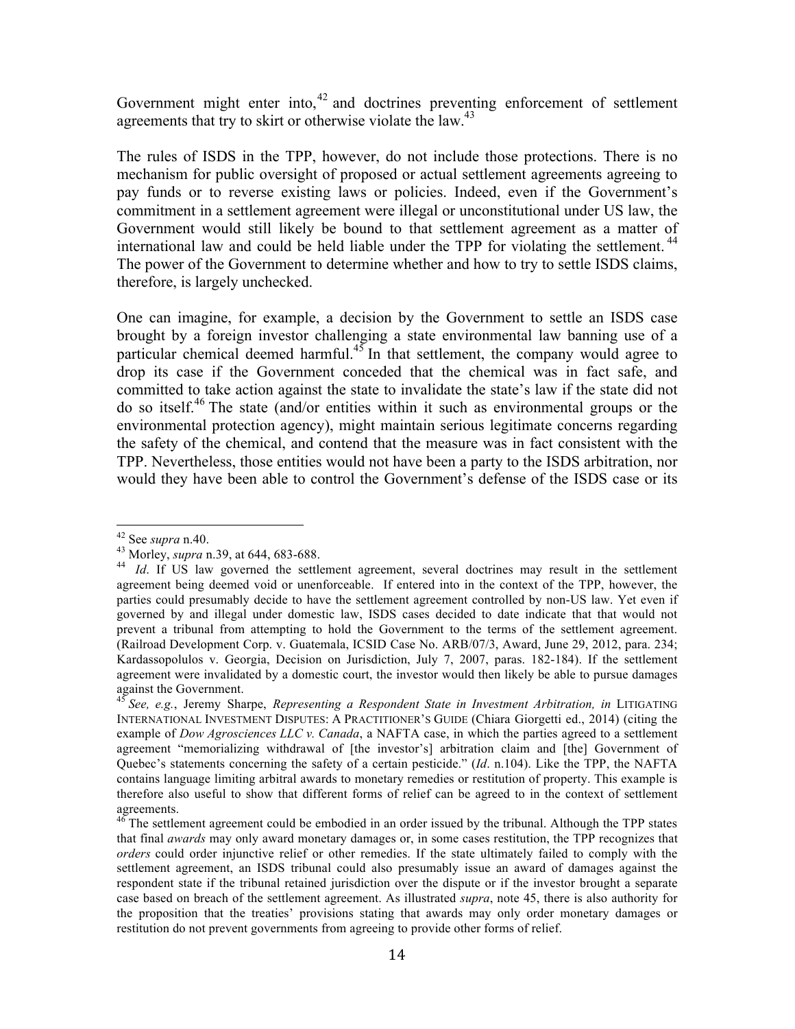Government might enter into,[42] and doctrines preventing enforcement of settlement agreements that try to skirt or otherwise violate the law.[43]

The rules of ISDS in the TPP, however, do not include those protections. There is no mechanism for public oversight of proposed or actual settlement agreements agreeing to pay funds or to reverse existing laws or policies. Indeed, even if the Government's commitment in a settlement agreement were illegal or unconstitutional under US law, the Government would still likely be bound to that settlement agreement as a matter of international law and could be held liable under the TPP for violating the settlement.[44] The power of the Government to determine whether and how to try to settle ISDS claims, therefore, is largely unchecked.

One can imagine, for example, a decision by the Government to settle an ISDS case brought by a foreign investor challenging a state environmental law banning use of a particular chemical deemed harmful.[45] In that settlement, the company would agree to drop its case if the Government conceded that the chemical was in fact safe, and committed to take action against the state to invalidate the state's law if the state did not do so itself.[46] The state (and/or entities within it such as environmental groups or the environmental protection agency), might maintain serious legitimate concerns regarding the safety of the chemical, and contend that the measure was in fact consistent with the TPP. Nevertheless, those entities would not have been a party to the ISDS arbitration, nor would they have been able to control the Government's defense of the ISDS case or its

---

[42] See *supra* n.40.

[43] Morley, *supra* n.39, at 644, 683-688.

[44] *Id*. If US law governed the settlement agreement, several doctrines may result in the settlement agreement being deemed void or unenforceable. If entered into in the context of the TPP, however, the parties could presumably decide to have the settlement agreement controlled by non-US law. Yet even if governed by and illegal under domestic law, ISDS cases decided to date indicate that that would not prevent a tribunal from attempting to hold the Government to the terms of the settlement agreement. (Railroad Development Corp. v. Guatemala, ICSID Case No. ARB/07/3, Award, June 29, 2012, para. 234; Kardassopolulos v. Georgia, Decision on Jurisdiction, July 7, 2007, paras. 182-184). If the settlement agreement were invalidated by a domestic court, the investor would then likely be able to pursue damages against the Government.

[45] *See, e.g.*, Jeremy Sharpe, *Representing a Respondent State in Investment Arbitration, in* LITIGATING INTERNATIONAL INVESTMENT DISPUTES: A PRACTITIONER'S GUIDE (Chiara Giorgetti ed., 2014) (citing the example of *Dow Agrosciences LLC v. Canada*, a NAFTA case, in which the parties agreed to a settlement agreement "memorializing withdrawal of [the investor's] arbitration claim and [the] Government of Quebec's statements concerning the safety of a certain pesticide." (*Id*. n.104). Like the TPP, the NAFTA contains language limiting arbitral awards to monetary remedies or restitution of property. This example is therefore also useful to show that different forms of relief can be agreed to in the context of settlement agreements.

[46] The settlement agreement could be embodied in an order issued by the tribunal. Although the TPP states that final *awards* may only award monetary damages or, in some cases restitution, the TPP recognizes that *orders* could order injunctive relief or other remedies. If the state ultimately failed to comply with the settlement agreement, an ISDS tribunal could also presumably issue an award of damages against the respondent state if the tribunal retained jurisdiction over the dispute or if the investor brought a separate case based on breach of the settlement agreement. As illustrated *supra*, note 45, there is also authority for the proposition that the treaties' provisions stating that awards may only order monetary damages or restitution do not prevent governments from agreeing to provide other forms of relief.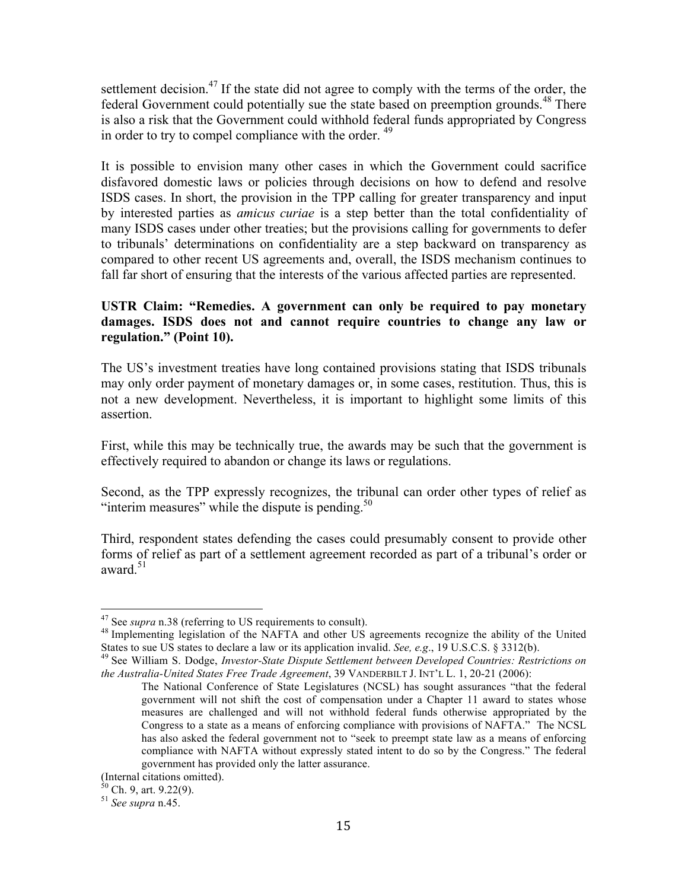settlement decision.[47] If the state did not agree to comply with the terms of the order, the federal Government could potentially sue the state based on preemption grounds.[48] There is also a risk that the Government could withhold federal funds appropriated by Congress in order to try to compel compliance with the order. [49]

It is possible to envision many other cases in which the Government could sacrifice disfavored domestic laws or policies through decisions on how to defend and resolve ISDS cases. In short, the provision in the TPP calling for greater transparency and input by interested parties as *amicus curiae* is a step better than the total confidentiality of many ISDS cases under other treaties; but the provisions calling for governments to defer to tribunals' determinations on confidentiality are a step backward on transparency as compared to other recent US agreements and, overall, the ISDS mechanism continues to fall far short of ensuring that the interests of the various affected parties are represented.

**USTR Claim: "Remedies. A government can only be required to pay monetary damages. ISDS does not and cannot require countries to change any law or regulation." (Point 10).**

The US's investment treaties have long contained provisions stating that ISDS tribunals may only order payment of monetary damages or, in some cases, restitution. Thus, this is not a new development. Nevertheless, it is important to highlight some limits of this assertion.

First, while this may be technically true, the awards may be such that the government is effectively required to abandon or change its laws or regulations.

Second, as the TPP expressly recognizes, the tribunal can order other types of relief as "interim measures" while the dispute is pending.[50]

Third, respondent states defending the cases could presumably consent to provide other forms of relief as part of a settlement agreement recorded as part of a tribunal's order or award.[51]

---

[47] See *supra* n.38 (referring to US requirements to consult).

[48] Implementing legislation of the NAFTA and other US agreements recognize the ability of the United States to sue US states to declare a law or its application invalid. *See, e.g*., 19 U.S.C.S. § 3312(b).

[49] See William S. Dodge, *Investor-State Dispute Settlement between Developed Countries: Restrictions on the Australia-United States Free Trade Agreement*, 39 VANDERBILT J. INT'L L. 1, 20-21 (2006):

> The National Conference of State Legislatures (NCSL) has sought assurances "that the federal government will not shift the cost of compensation under a Chapter 11 award to states whose measures are challenged and will not withhold federal funds otherwise appropriated by the Congress to a state as a means of enforcing compliance with provisions of NAFTA." The NCSL has also asked the federal government not to "seek to preempt state law as a means of enforcing compliance with NAFTA without expressly stated intent to do so by the Congress." The federal government has provided only the latter assurance.

(Internal citations omitted).

[50] Ch. 9, art. 9.22(9).

[51] *See supra* n.45.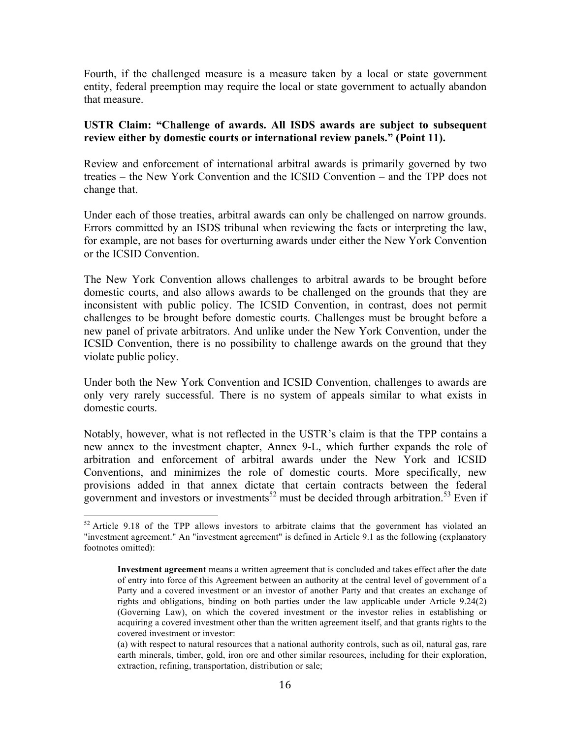Fourth, if the challenged measure is a measure taken by a local or state government entity, federal preemption may require the local or state government to actually abandon that measure.

**USTR Claim: "Challenge of awards. All ISDS awards are subject to subsequent review either by domestic courts or international review panels." (Point 11).**

Review and enforcement of international arbitral awards is primarily governed by two treaties – the New York Convention and the ICSID Convention – and the TPP does not change that.

Under each of those treaties, arbitral awards can only be challenged on narrow grounds. Errors committed by an ISDS tribunal when reviewing the facts or interpreting the law, for example, are not bases for overturning awards under either the New York Convention or the ICSID Convention.

The New York Convention allows challenges to arbitral awards to be brought before domestic courts, and also allows awards to be challenged on the grounds that they are inconsistent with public policy. The ICSID Convention, in contrast, does not permit challenges to be brought before domestic courts. Challenges must be brought before a new panel of private arbitrators. And unlike under the New York Convention, under the ICSID Convention, there is no possibility to challenge awards on the ground that they violate public policy.

Under both the New York Convention and ICSID Convention, challenges to awards are only very rarely successful. There is no system of appeals similar to what exists in domestic courts.

Notably, however, what is not reflected in the USTR's claim is that the TPP contains a new annex to the investment chapter, Annex 9-L, which further expands the role of arbitration and enforcement of arbitral awards under the New York and ICSID Conventions, and minimizes the role of domestic courts. More specifically, new provisions added in that annex dictate that certain contracts between the federal government and investors or investments[52] must be decided through arbitration.[53] Even if

---

[52] Article 9.18 of the TPP allows investors to arbitrate claims that the government has violated an "investment agreement." An "investment agreement" is defined in Article 9.1 as the following (explanatory footnotes omitted):

> **Investment agreement** means a written agreement that is concluded and takes effect after the date of entry into force of this Agreement between an authority at the central level of government of a Party and a covered investment or an investor of another Party and that creates an exchange of rights and obligations, binding on both parties under the law applicable under Article 9.24(2) (Governing Law), on which the covered investment or the investor relies in establishing or acquiring a covered investment other than the written agreement itself, and that grants rights to the covered investment or investor:
>
> (a) with respect to natural resources that a national authority controls, such as oil, natural gas, rare earth minerals, timber, gold, iron ore and other similar resources, including for their exploration, extraction, refining, transportation, distribution or sale;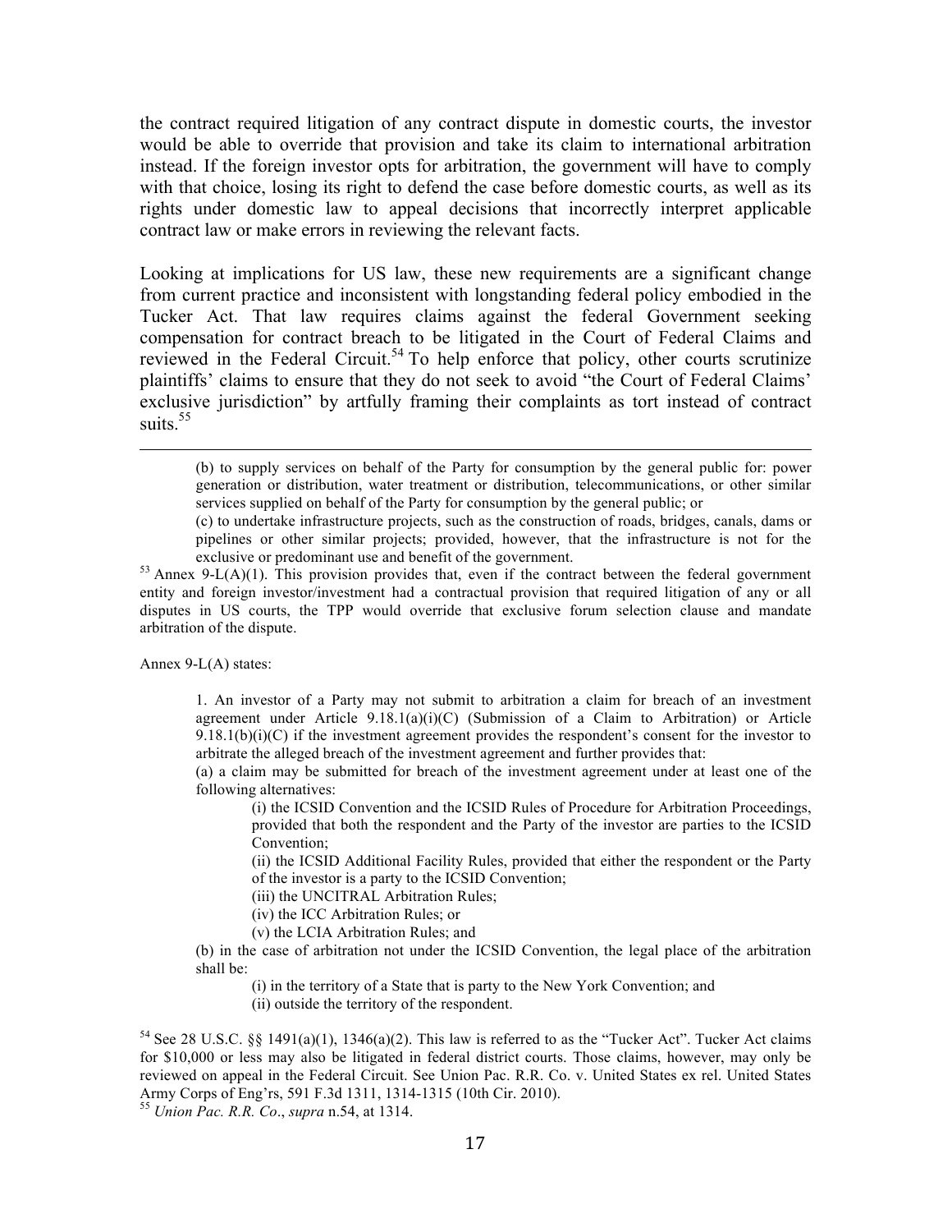the contract required litigation of any contract dispute in domestic courts, the investor would be able to override that provision and take its claim to international arbitration instead. If the foreign investor opts for arbitration, the government will have to comply with that choice, losing its right to defend the case before domestic courts, as well as its rights under domestic law to appeal decisions that incorrectly interpret applicable contract law or make errors in reviewing the relevant facts.

Looking at implications for US law, these new requirements are a significant change from current practice and inconsistent with longstanding federal policy embodied in the Tucker Act. That law requires claims against the federal Government seeking compensation for contract breach to be litigated in the Court of Federal Claims and reviewed in the Federal Circuit.[54] To help enforce that policy, other courts scrutinize plaintiffs' claims to ensure that they do not seek to avoid "the Court of Federal Claims' exclusive jurisdiction" by artfully framing their complaints as tort instead of contract suits.[55]

---

> (b) to supply services on behalf of the Party for consumption by the general public for: power generation or distribution, water treatment or distribution, telecommunications, or other similar services supplied on behalf of the Party for consumption by the general public; or
>
> (c) to undertake infrastructure projects, such as the construction of roads, bridges, canals, dams or pipelines or other similar projects; provided, however, that the infrastructure is not for the exclusive or predominant use and benefit of the government.

[53] Annex 9-L(A)(1). This provision provides that, even if the contract between the federal government entity and foreign investor/investment had a contractual provision that required litigation of any or all disputes in US courts, the TPP would override that exclusive forum selection clause and mandate arbitration of the dispute.

Annex 9-L(A) states:

> 1. An investor of a Party may not submit to arbitration a claim for breach of an investment agreement under Article 9.18.1(a)(i)(C) (Submission of a Claim to Arbitration) or Article 9.18.1(b)(i)(C) if the investment agreement provides the respondent's consent for the investor to arbitrate the alleged breach of the investment agreement and further provides that:
>
> (a) a claim may be submitted for breach of the investment agreement under at least one of the following alternatives:
>
> > (i) the ICSID Convention and the ICSID Rules of Procedure for Arbitration Proceedings, provided that both the respondent and the Party of the investor are parties to the ICSID Convention;
> >
> > (ii) the ICSID Additional Facility Rules, provided that either the respondent or the Party of the investor is a party to the ICSID Convention;
> >
> > (iii) the UNCITRAL Arbitration Rules;
> >
> > (iv) the ICC Arbitration Rules; or
> >
> > (v) the LCIA Arbitration Rules; and
>
> (b) in the case of arbitration not under the ICSID Convention, the legal place of the arbitration shall be:
>
> > (i) in the territory of a State that is party to the New York Convention; and
> >
> > (ii) outside the territory of the respondent.

[54] See 28 U.S.C. §§ 1491(a)(1), 1346(a)(2). This law is referred to as the "Tucker Act". Tucker Act claims for $10,000 or less may also be litigated in federal district courts. Those claims, however, may only be reviewed on appeal in the Federal Circuit. See Union Pac. R.R. Co. v. United States ex rel. United States Army Corps of Eng'rs, 591 F.3d 1311, 1314-1315 (10th Cir. 2010).

[55] *Union Pac. R.R. Co*., *supra* n.54, at 1314.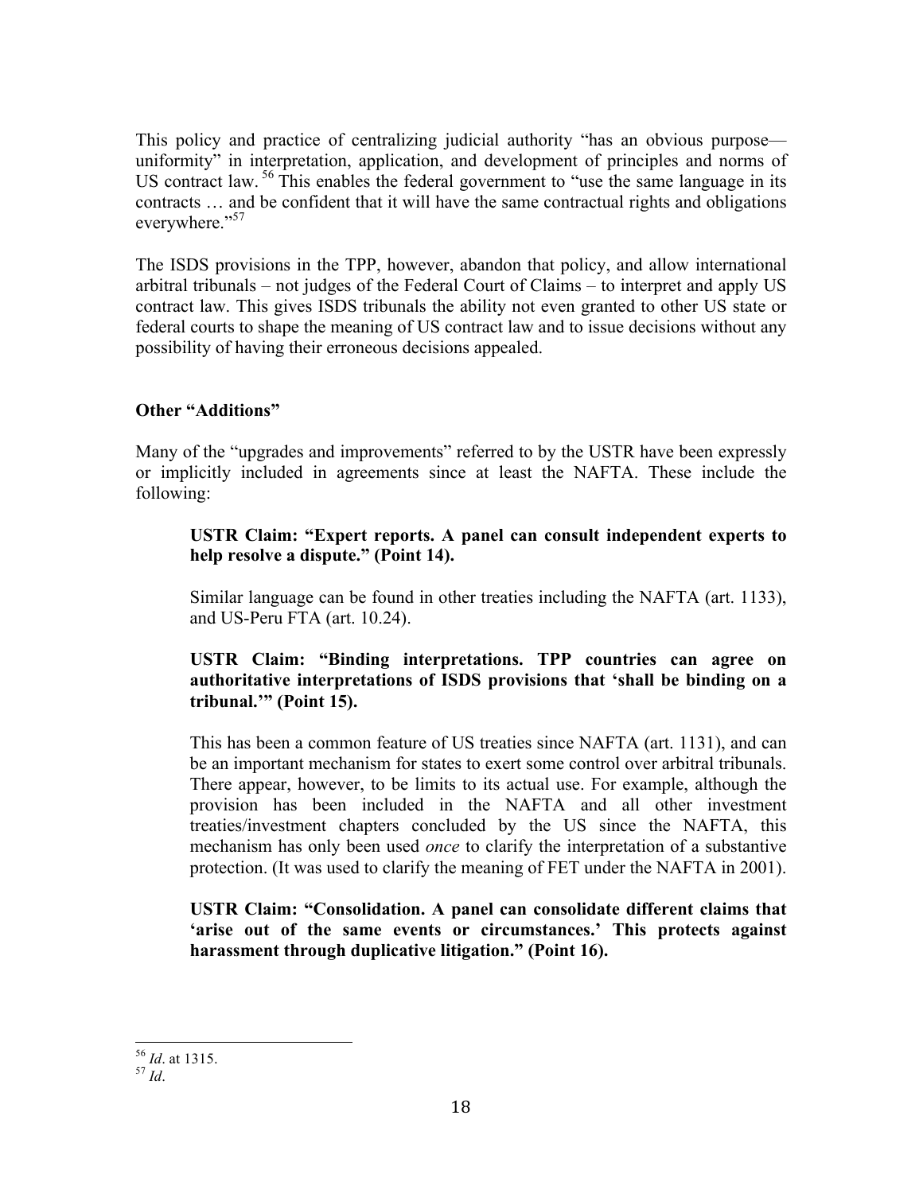This policy and practice of centralizing judicial authority "has an obvious purpose—uniformity" in interpretation, application, and development of principles and norms of US contract law.[56] This enables the federal government to "use the same language in its contracts … and be confident that it will have the same contractual rights and obligations everywhere."[57]

The ISDS provisions in the TPP, however, abandon that policy, and allow international arbitral tribunals – not judges of the Federal Court of Claims – to interpret and apply US contract law. This gives ISDS tribunals the ability not even granted to other US state or federal courts to shape the meaning of US contract law and to issue decisions without any possibility of having their erroneous decisions appealed.

**Other "Additions"**

Many of the "upgrades and improvements" referred to by the USTR have been expressly or implicitly included in agreements since at least the NAFTA. These include the following:

> **USTR Claim: "Expert reports. A panel can consult independent experts to help resolve a dispute." (Point 14).**
>
> Similar language can be found in other treaties including the NAFTA (art. 1133), and US-Peru FTA (art. 10.24).
>
> **USTR Claim: "Binding interpretations. TPP countries can agree on authoritative interpretations of ISDS provisions that 'shall be binding on a tribunal.'" (Point 15).**
>
> This has been a common feature of US treaties since NAFTA (art. 1131), and can be an important mechanism for states to exert some control over arbitral tribunals. There appear, however, to be limits to its actual use. For example, although the provision has been included in the NAFTA and all other investment treaties/investment chapters concluded by the US since the NAFTA, this mechanism has only been used *once* to clarify the interpretation of a substantive protection. (It was used to clarify the meaning of FET under the NAFTA in 2001).
>
> **USTR Claim: "Consolidation. A panel can consolidate different claims that 'arise out of the same events or circumstances.' This protects against harassment through duplicative litigation." (Point 16).**

---

[56] *Id*. at 1315.

[57] *Id*.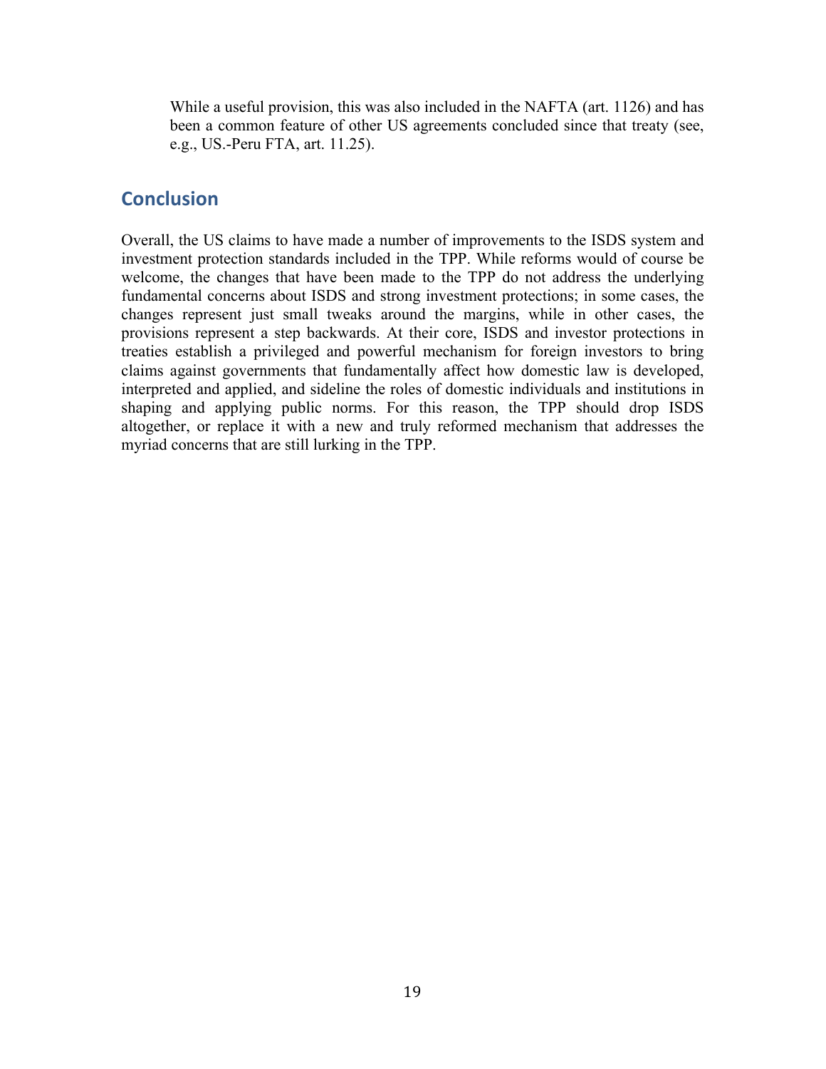> While a useful provision, this was also included in the NAFTA (art. 1126) and has been a common feature of other US agreements concluded since that treaty (see, e.g., US.-Peru FTA, art. 11.25).

## Conclusion

Overall, the US claims to have made a number of improvements to the ISDS system and investment protection standards included in the TPP. While reforms would of course be welcome, the changes that have been made to the TPP do not address the underlying fundamental concerns about ISDS and strong investment protections; in some cases, the changes represent just small tweaks around the margins, while in other cases, the provisions represent a step backwards. At their core, ISDS and investor protections in treaties establish a privileged and powerful mechanism for foreign investors to bring claims against governments that fundamentally affect how domestic law is developed, interpreted and applied, and sideline the roles of domestic individuals and institutions in shaping and applying public norms. For this reason, the TPP should drop ISDS altogether, or replace it with a new and truly reformed mechanism that addresses the myriad concerns that are still lurking in the TPP.